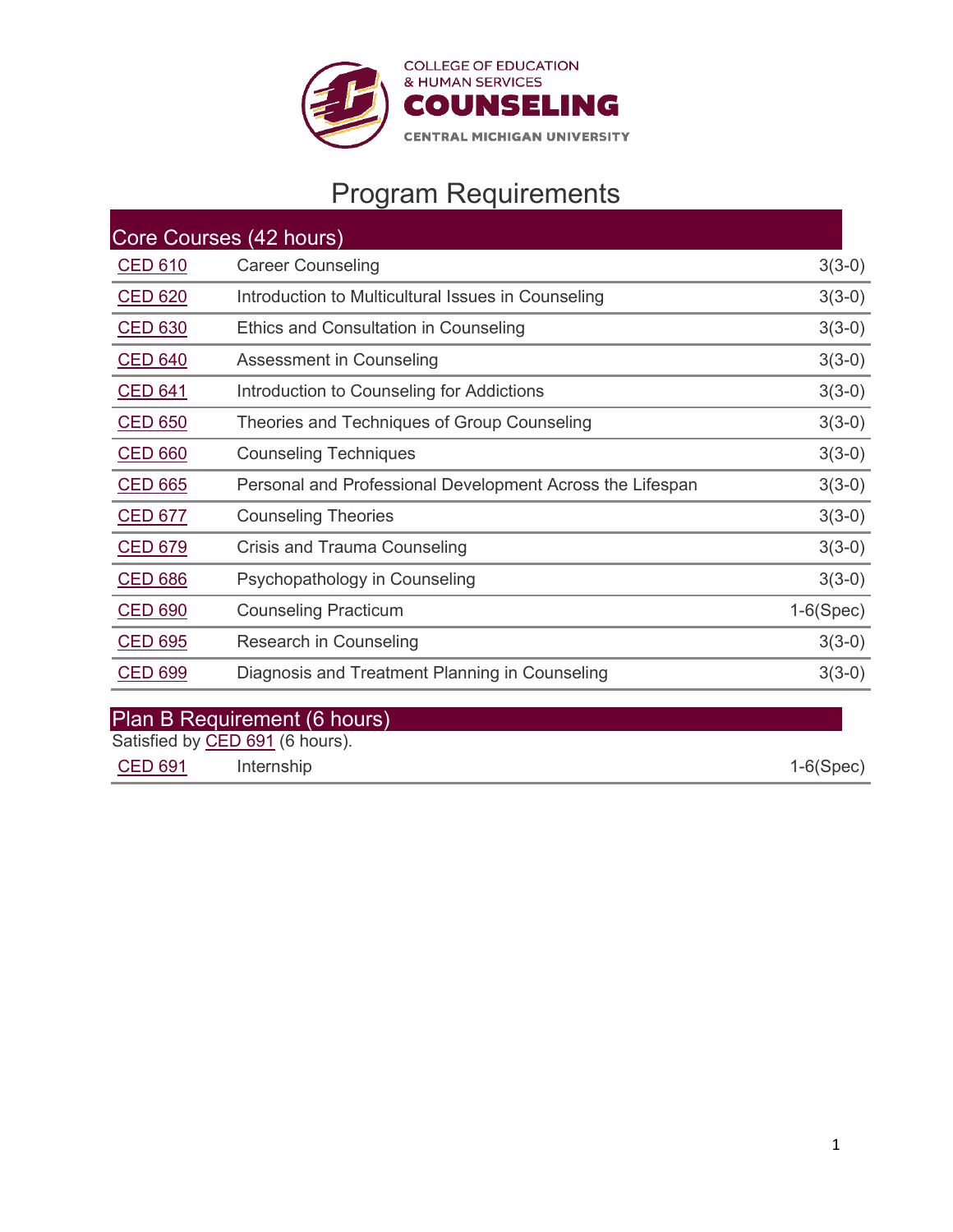COLLEGE OF EDUCATION
& HUMAN SERVICES
**COUNSELING**
CENTRAL MICHIGAN UNIVERSITY

# Program Requirements

## Core Courses (42 hours)

| | | |
|---|---|---|
| CED 610 | Career Counseling | 3(3-0) |
| CED 620 | Introduction to Multicultural Issues in Counseling | 3(3-0) |
| CED 630 | Ethics and Consultation in Counseling | 3(3-0) |
| CED 640 | Assessment in Counseling | 3(3-0) |
| CED 641 | Introduction to Counseling for Addictions | 3(3-0) |
| CED 650 | Theories and Techniques of Group Counseling | 3(3-0) |
| CED 660 | Counseling Techniques | 3(3-0) |
| CED 665 | Personal and Professional Development Across the Lifespan | 3(3-0) |
| CED 677 | Counseling Theories | 3(3-0) |
| CED 679 | Crisis and Trauma Counseling | 3(3-0) |
| CED 686 | Psychopathology in Counseling | 3(3-0) |
| CED 690 | Counseling Practicum | 1-6(Spec) |
| CED 695 | Research in Counseling | 3(3-0) |
| CED 699 | Diagnosis and Treatment Planning in Counseling | 3(3-0) |

## Plan B Requirement (6 hours)

Satisfied by CED 691 (6 hours).

| | | |
|---|---|---|
| CED 691 | Internship | 1-6(Spec) |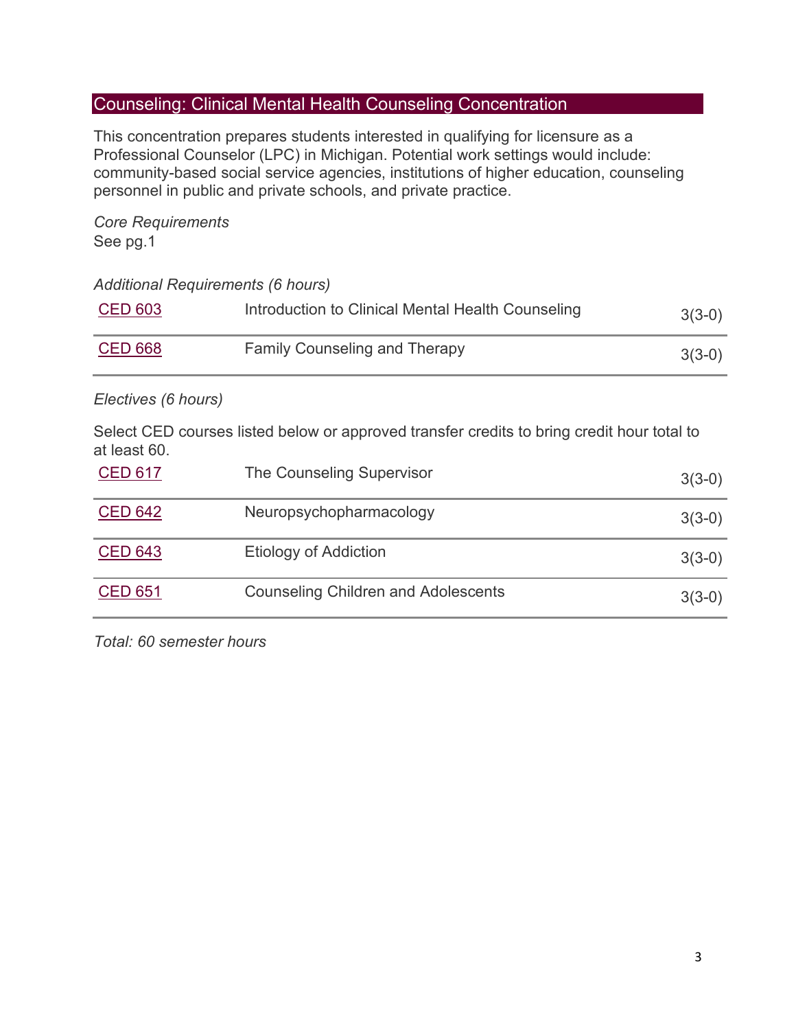## Counseling: Clinical Mental Health Counseling Concentration

This concentration prepares students interested in qualifying for licensure as a Professional Counselor (LPC) in Michigan. Potential work settings would include: community-based social service agencies, institutions of higher education, counseling personnel in public and private schools, and private practice.

*Core Requirements*
See pg.1

*Additional Requirements (6 hours)*

| | | |
|---|---|---|
| CED 603 | Introduction to Clinical Mental Health Counseling | 3(3-0) |
| CED 668 | Family Counseling and Therapy | 3(3-0) |

*Electives (6 hours)*

Select CED courses listed below or approved transfer credits to bring credit hour total to at least 60.

| | | |
|---|---|---|
| CED 617 | The Counseling Supervisor | 3(3-0) |
| CED 642 | Neuropsychopharmacology | 3(3-0) |
| CED 643 | Etiology of Addiction | 3(3-0) |
| CED 651 | Counseling Children and Adolescents | 3(3-0) |

*Total: 60 semester hours*